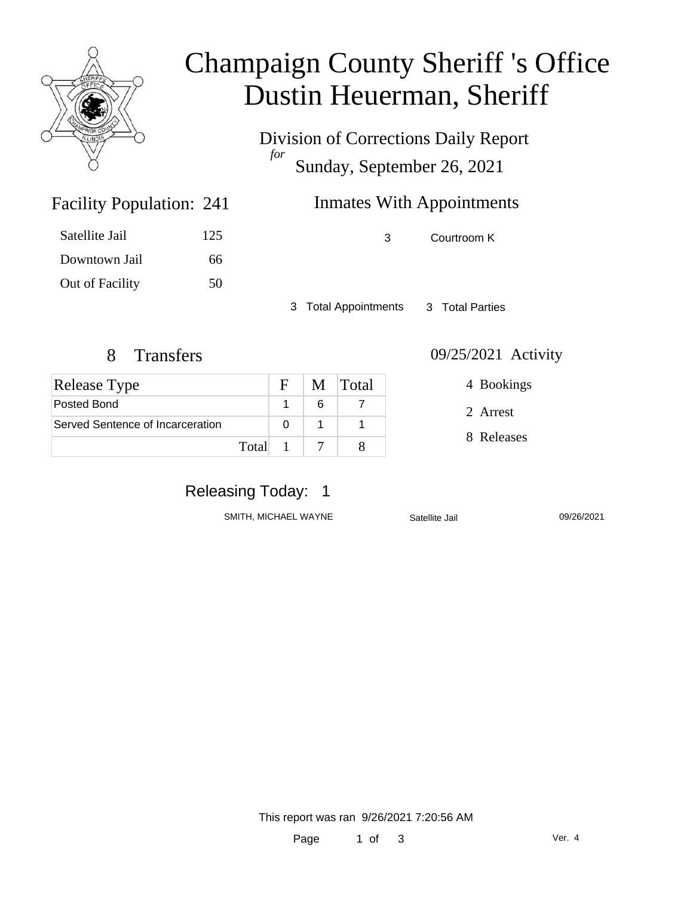# Champaign County Sheriff 's Office
# Dustin Heuerman, Sheriff

Division of Corrections Daily Report
*for*
Sunday, September 26, 2021

## Facility Population: 241

| | |
|---|---|
| Satellite Jail | 125 |
| Downtown Jail | 66 |
| Out of Facility | 50 |

## Inmates With Appointments

| | |
|---|---|
| 3 | Courtroom K |

3 Total Appointments 3 Total Parties

## 8 Transfers

| Release Type | F | M | Total |
|---|---|---|---|
| Posted Bond | 1 | 6 | 7 |
| Served Sentence of Incarceration | 0 | 1 | 1 |
| Total | 1 | 7 | 8 |

## 09/25/2021 Activity

4 Bookings

2 Arrest

8 Releases

## Releasing Today: 1

| | | |
|---|---|---|
| SMITH, MICHAEL WAYNE | Satellite Jail | 09/26/2021 |

This report was ran 9/26/2021 7:20:56 AM

Ver. 4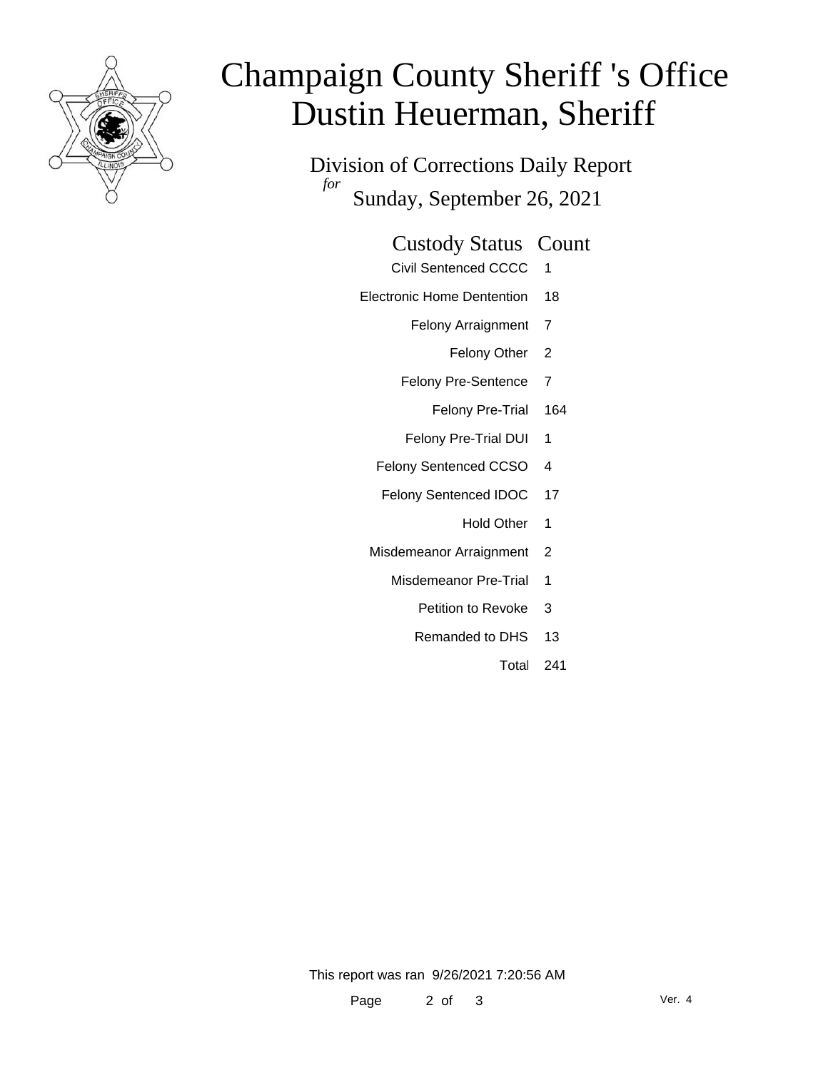# Champaign County Sheriff 's Office
# Dustin Heuerman, Sheriff

Division of Corrections Daily Report

*for*

Sunday, September 26, 2021

| Custody Status | Count |
|---|---|
| Civil Sentenced CCCC | 1 |
| Electronic Home Dentention | 18 |
| Felony Arraignment | 7 |
| Felony Other | 2 |
| Felony Pre-Sentence | 7 |
| Felony Pre-Trial | 164 |
| Felony Pre-Trial DUI | 1 |
| Felony Sentenced CCSO | 4 |
| Felony Sentenced IDOC | 17 |
| Hold Other | 1 |
| Misdemeanor Arraignment | 2 |
| Misdemeanor Pre-Trial | 1 |
| Petition to Revoke | 3 |
| Remanded to DHS | 13 |
| Total | 241 |

This report was ran 9/26/2021 7:20:56 AM

Ver. 4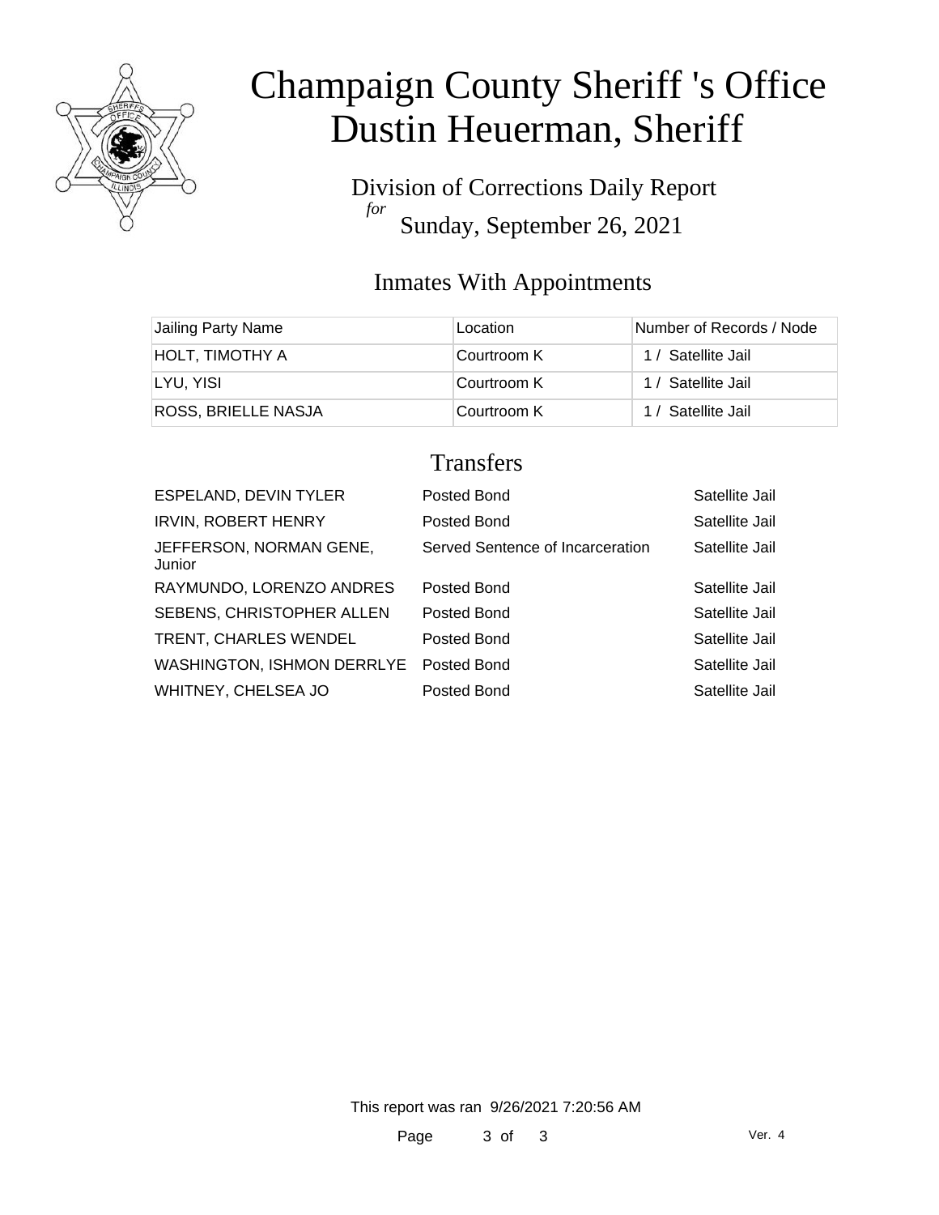# Champaign County Sheriff 's Office
# Dustin Heuerman, Sheriff

Division of Corrections Daily Report

*for*

Sunday, September 26, 2021

## Inmates With Appointments

| Jailing Party Name | Location | Number of Records / Node |
| --- | --- | --- |
| HOLT, TIMOTHY A | Courtroom K | 1 / Satellite Jail |
| LYU, YISI | Courtroom K | 1 / Satellite Jail |
| ROSS, BRIELLE NASJA | Courtroom K | 1 / Satellite Jail |

## Transfers

| | | |
| --- | --- | --- |
| ESPELAND, DEVIN TYLER | Posted Bond | Satellite Jail |
| IRVIN, ROBERT HENRY | Posted Bond | Satellite Jail |
| JEFFERSON, NORMAN GENE, Junior | Served Sentence of Incarceration | Satellite Jail |
| RAYMUNDO, LORENZO ANDRES | Posted Bond | Satellite Jail |
| SEBENS, CHRISTOPHER ALLEN | Posted Bond | Satellite Jail |
| TRENT, CHARLES WENDEL | Posted Bond | Satellite Jail |
| WASHINGTON, ISHMON DERRLYE | Posted Bond | Satellite Jail |
| WHITNEY, CHELSEA JO | Posted Bond | Satellite Jail |

This report was ran 9/26/2021 7:20:56 AM

Ver. 4